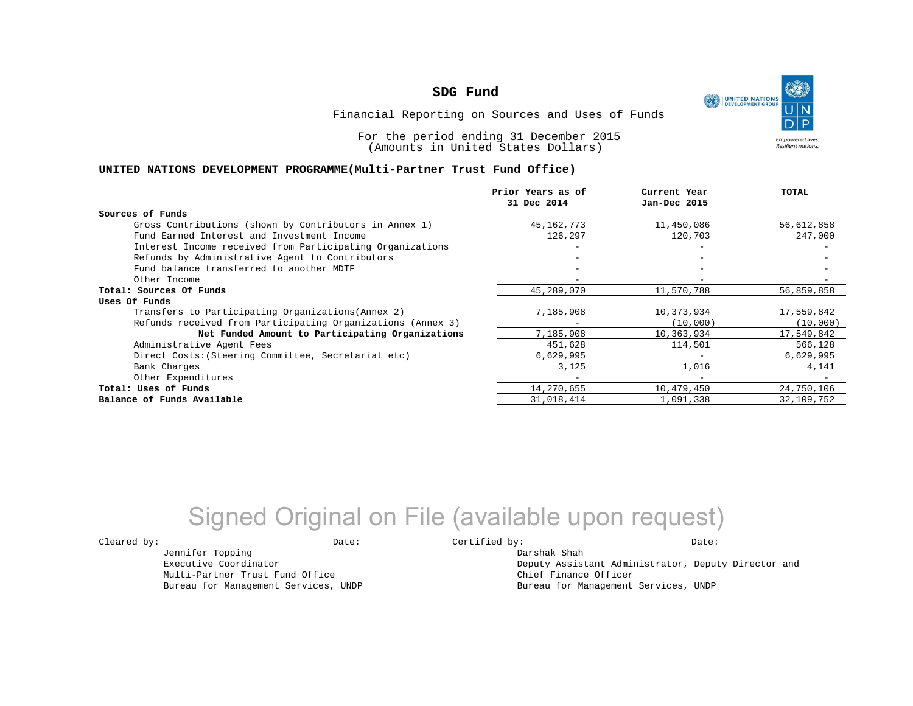# SDG Fund

Financial Reporting on Sources and Uses of Funds

For the period ending 31 December 2015
(Amounts in United States Dollars)

**UNITED NATIONS DEVELOPMENT PROGRAMME(Multi-Partner Trust Fund Office)**

| | Prior Years as of 31 Dec 2014 | Current Year Jan-Dec 2015 | TOTAL |
|---|---|---|---|
| **Sources of Funds** | | | |
| Gross Contributions (shown by Contributors in Annex 1) | 45,162,773 | 11,450,086 | 56,612,858 |
| Fund Earned Interest and Investment Income | 126,297 | 120,703 | 247,000 |
| Interest Income received from Participating Organizations | - | - | - |
| Refunds by Administrative Agent to Contributors | - | - | - |
| Fund balance transferred to another MDTF | - | - | - |
| Other Income | - | - | - |
| **Total: Sources Of Funds** | 45,289,070 | 11,570,788 | 56,859,858 |
| **Uses Of Funds** | | | |
| Transfers to Participating Organizations(Annex 2) | 7,185,908 | 10,373,934 | 17,559,842 |
| Refunds received from Participating Organizations (Annex 3) | - | (10,000) | (10,000) |
| **Net Funded Amount to Participating Organizations** | 7,185,908 | 10,363,934 | 17,549,842 |
| Administrative Agent Fees | 451,628 | 114,501 | 566,128 |
| Direct Costs:(Steering Committee, Secretariat etc) | 6,629,995 | - | 6,629,995 |
| Bank Charges | 3,125 | 1,016 | 4,141 |
| Other Expenditures | - | - | - |
| **Total: Uses of Funds** | 14,270,655 | 10,479,450 | 24,750,106 |
| **Balance of Funds Available** | 31,018,414 | 1,091,338 | 32,109,752 |

Signed Original on File (available upon request)

Cleared by: ____________________ Date: __________
Jennifer Topping
Executive Coordinator
Multi-Partner Trust Fund Office
Bureau for Management Services, UNDP

Certified by: ____________________ Date: __________
Darshak Shah
Deputy Assistant Administrator, Deputy Director and Chief Finance Officer
Bureau for Management Services, UNDP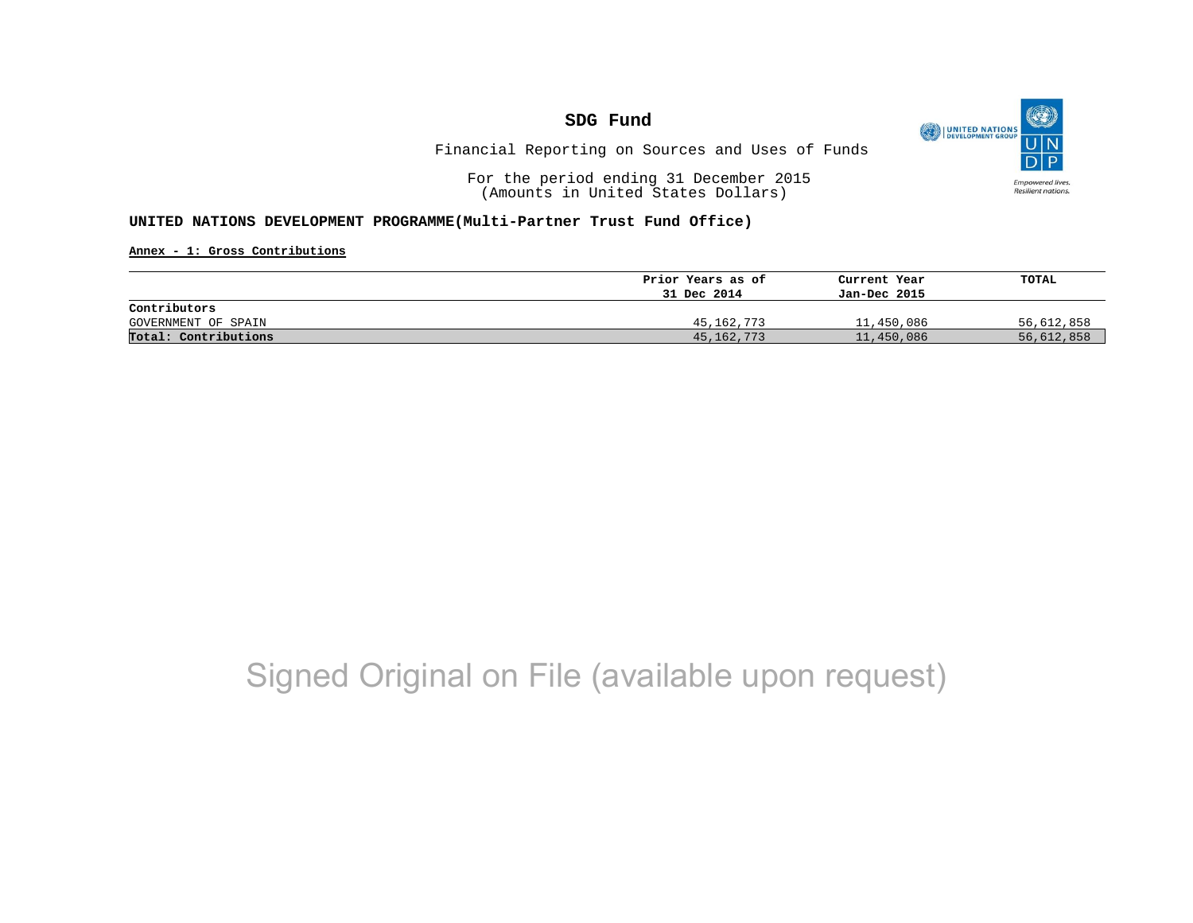# SDG Fund

Financial Reporting on Sources and Uses of Funds

For the period ending 31 December 2015
(Amounts in United States Dollars)

**UNITED NATIONS DEVELOPMENT PROGRAMME(Multi-Partner Trust Fund Office)**

**Annex - 1: Gross Contributions**

| | Prior Years as of 31 Dec 2014 | Current Year Jan-Dec 2015 | TOTAL |
|---|---|---|---|
| **Contributors** | | | |
| GOVERNMENT OF SPAIN | 45,162,773 | 11,450,086 | 56,612,858 |
| **Total: Contributions** | 45,162,773 | 11,450,086 | 56,612,858 |

Signed Original on File (available upon request)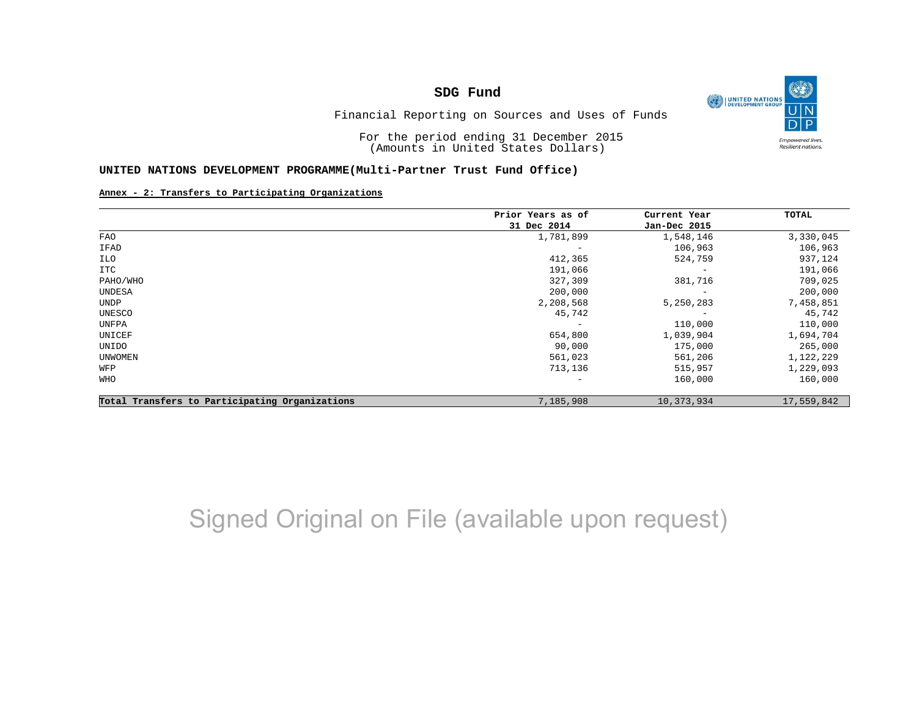# SDG Fund

Financial Reporting on Sources and Uses of Funds

For the period ending 31 December 2015
(Amounts in United States Dollars)

**UNITED NATIONS DEVELOPMENT PROGRAMME(Multi-Partner Trust Fund Office)**

**Annex - 2: Transfers to Participating Organizations**

| | Prior Years as of 31 Dec 2014 | Current Year Jan-Dec 2015 | TOTAL |
|---|---|---|---|
| FAO | 1,781,899 | 1,548,146 | 3,330,045 |
| IFAD | - | 106,963 | 106,963 |
| ILO | 412,365 | 524,759 | 937,124 |
| ITC | 191,066 | - | 191,066 |
| PAHO/WHO | 327,309 | 381,716 | 709,025 |
| UNDESA | 200,000 | - | 200,000 |
| UNDP | 2,208,568 | 5,250,283 | 7,458,851 |
| UNESCO | 45,742 | - | 45,742 |
| UNFPA | - | 110,000 | 110,000 |
| UNICEF | 654,800 | 1,039,904 | 1,694,704 |
| UNIDO | 90,000 | 175,000 | 265,000 |
| UNWOMEN | 561,023 | 561,206 | 1,122,229 |
| WFP | 713,136 | 515,957 | 1,229,093 |
| WHO | - | 160,000 | 160,000 |
| **Total Transfers to Participating Organizations** | 7,185,908 | 10,373,934 | 17,559,842 |

Signed Original on File (available upon request)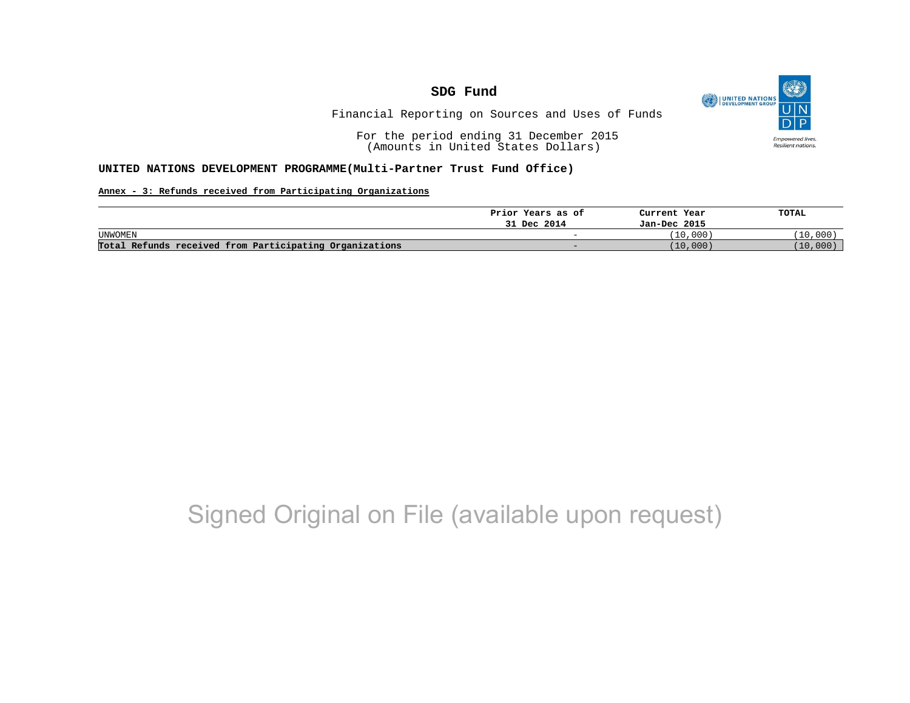# SDG Fund

Financial Reporting on Sources and Uses of Funds

For the period ending 31 December 2015
(Amounts in United States Dollars)

**UNITED NATIONS DEVELOPMENT PROGRAMME(Multi-Partner Trust Fund Office)**

**Annex - 3: Refunds received from Participating Organizations**

| | Prior Years as of 31 Dec 2014 | Current Year Jan-Dec 2015 | TOTAL |
|---|---|---|---|
| UNWOMEN | - | (10,000) | (10,000) |
| **Total Refunds received from Participating Organizations** | - | (10,000) | (10,000) |

Signed Original on File (available upon request)